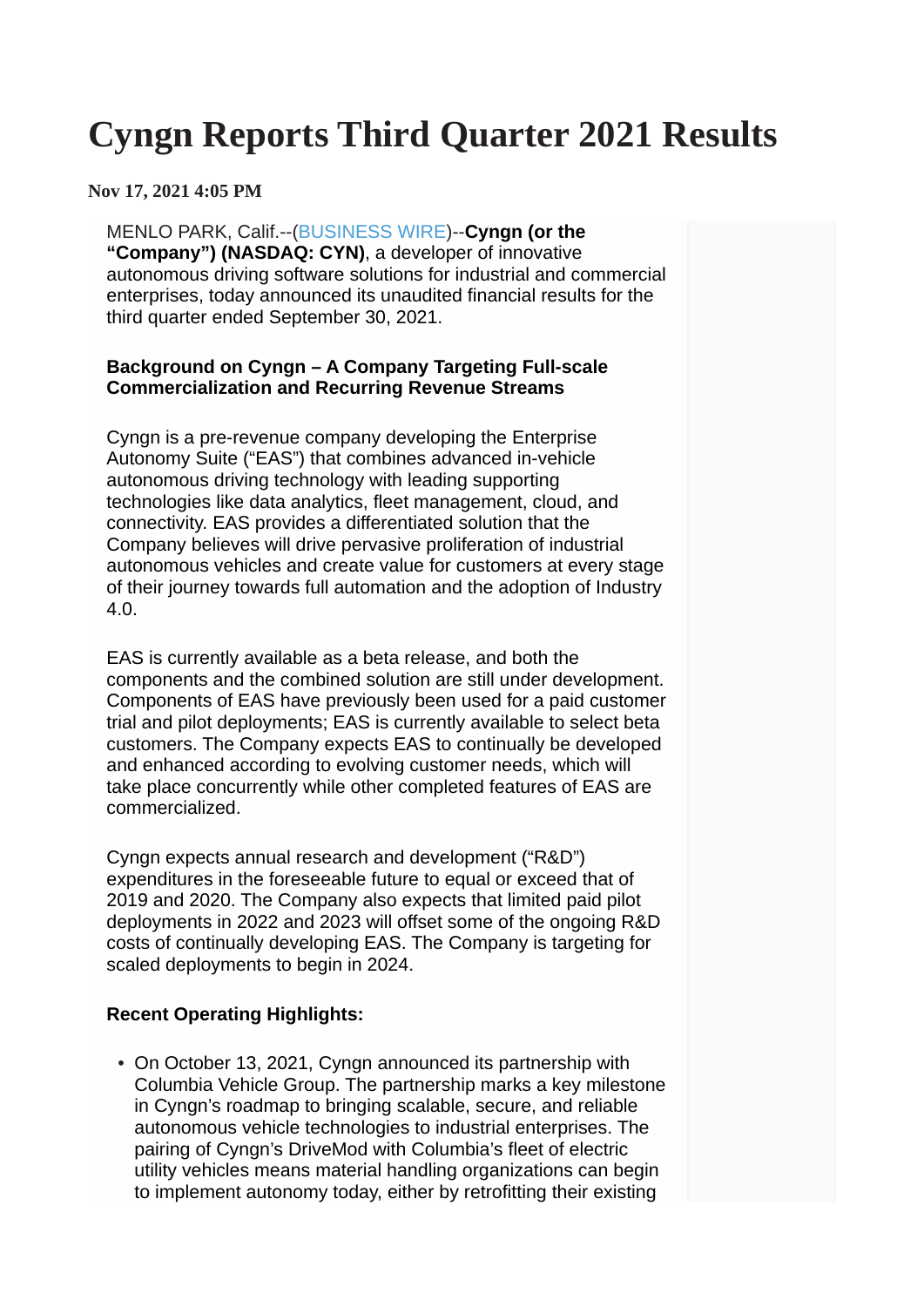# Cyngn Reports Third Quarter 2021 Results

**Nov 17, 2021 4:05 PM**

MENLO PARK, Calif.--(BUSINESS WIRE)--**Cyngn (or the "Company") (NASDAQ: CYN)**, a developer of innovative autonomous driving software solutions for industrial and commercial enterprises, today announced its unaudited financial results for the third quarter ended September 30, 2021.

**Background on Cyngn – A Company Targeting Full-scale Commercialization and Recurring Revenue Streams**

Cyngn is a pre-revenue company developing the Enterprise Autonomy Suite ("EAS") that combines advanced in-vehicle autonomous driving technology with leading supporting technologies like data analytics, fleet management, cloud, and connectivity. EAS provides a differentiated solution that the Company believes will drive pervasive proliferation of industrial autonomous vehicles and create value for customers at every stage of their journey towards full automation and the adoption of Industry 4.0.

EAS is currently available as a beta release, and both the components and the combined solution are still under development. Components of EAS have previously been used for a paid customer trial and pilot deployments; EAS is currently available to select beta customers. The Company expects EAS to continually be developed and enhanced according to evolving customer needs, which will take place concurrently while other completed features of EAS are commercialized.

Cyngn expects annual research and development ("R&D") expenditures in the foreseeable future to equal or exceed that of 2019 and 2020. The Company also expects that limited paid pilot deployments in 2022 and 2023 will offset some of the ongoing R&D costs of continually developing EAS. The Company is targeting for scaled deployments to begin in 2024.

**Recent Operating Highlights:**

- On October 13, 2021, Cyngn announced its partnership with Columbia Vehicle Group. The partnership marks a key milestone in Cyngn's roadmap to bringing scalable, secure, and reliable autonomous vehicle technologies to industrial enterprises. The pairing of Cyngn's DriveMod with Columbia's fleet of electric utility vehicles means material handling organizations can begin to implement autonomy today, either by retrofitting their existing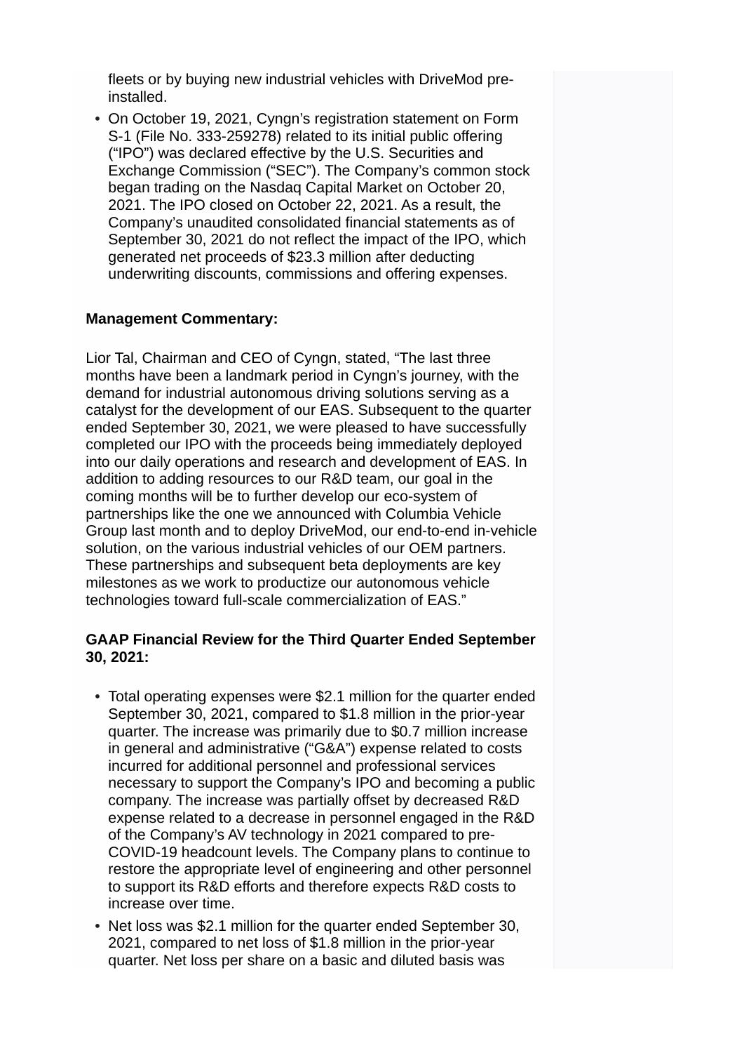fleets or by buying new industrial vehicles with DriveMod pre-installed.

- On October 19, 2021, Cyngn's registration statement on Form S-1 (File No. 333-259278) related to its initial public offering ("IPO") was declared effective by the U.S. Securities and Exchange Commission ("SEC"). The Company's common stock began trading on the Nasdaq Capital Market on October 20, 2021. The IPO closed on October 22, 2021. As a result, the Company's unaudited consolidated financial statements as of September 30, 2021 do not reflect the impact of the IPO, which generated net proceeds of $23.3 million after deducting underwriting discounts, commissions and offering expenses.

**Management Commentary:**

Lior Tal, Chairman and CEO of Cyngn, stated, "The last three months have been a landmark period in Cyngn's journey, with the demand for industrial autonomous driving solutions serving as a catalyst for the development of our EAS. Subsequent to the quarter ended September 30, 2021, we were pleased to have successfully completed our IPO with the proceeds being immediately deployed into our daily operations and research and development of EAS. In addition to adding resources to our R&D team, our goal in the coming months will be to further develop our eco-system of partnerships like the one we announced with Columbia Vehicle Group last month and to deploy DriveMod, our end-to-end in-vehicle solution, on the various industrial vehicles of our OEM partners. These partnerships and subsequent beta deployments are key milestones as we work to productize our autonomous vehicle technologies toward full-scale commercialization of EAS."

**GAAP Financial Review for the Third Quarter Ended September 30, 2021:**

- Total operating expenses were $2.1 million for the quarter ended September 30, 2021, compared to $1.8 million in the prior-year quarter. The increase was primarily due to $0.7 million increase in general and administrative ("G&A") expense related to costs incurred for additional personnel and professional services necessary to support the Company's IPO and becoming a public company. The increase was partially offset by decreased R&D expense related to a decrease in personnel engaged in the R&D of the Company's AV technology in 2021 compared to pre-COVID-19 headcount levels. The Company plans to continue to restore the appropriate level of engineering and other personnel to support its R&D efforts and therefore expects R&D costs to increase over time.
- Net loss was $2.1 million for the quarter ended September 30, 2021, compared to net loss of $1.8 million in the prior-year quarter. Net loss per share on a basic and diluted basis was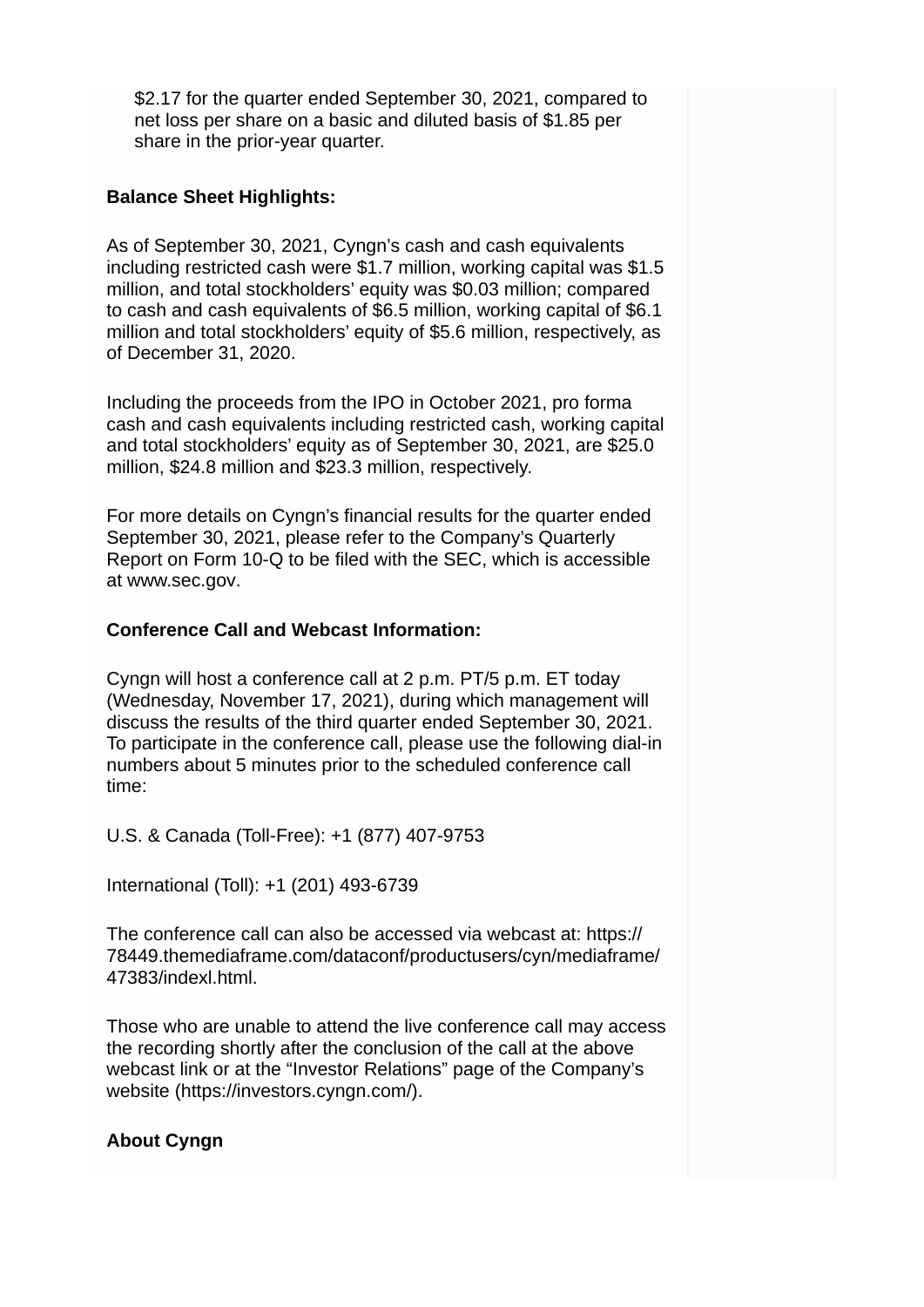$2.17 for the quarter ended September 30, 2021, compared to net loss per share on a basic and diluted basis of $1.85 per share in the prior-year quarter.

**Balance Sheet Highlights:**

As of September 30, 2021, Cyngn's cash and cash equivalents including restricted cash were $1.7 million, working capital was $1.5 million, and total stockholders' equity was $0.03 million; compared to cash and cash equivalents of $6.5 million, working capital of $6.1 million and total stockholders' equity of $5.6 million, respectively, as of December 31, 2020.

Including the proceeds from the IPO in October 2021, pro forma cash and cash equivalents including restricted cash, working capital and total stockholders' equity as of September 30, 2021, are $25.0 million, $24.8 million and $23.3 million, respectively.

For more details on Cyngn's financial results for the quarter ended September 30, 2021, please refer to the Company's Quarterly Report on Form 10-Q to be filed with the SEC, which is accessible at www.sec.gov.

**Conference Call and Webcast Information:**

Cyngn will host a conference call at 2 p.m. PT/5 p.m. ET today (Wednesday, November 17, 2021), during which management will discuss the results of the third quarter ended September 30, 2021. To participate in the conference call, please use the following dial-in numbers about 5 minutes prior to the scheduled conference call time:

U.S. & Canada (Toll-Free): +1 (877) 407-9753

International (Toll): +1 (201) 493-6739

The conference call can also be accessed via webcast at: https://78449.themediaframe.com/dataconf/productusers/cyn/mediaframe/47383/indexl.html.

Those who are unable to attend the live conference call may access the recording shortly after the conclusion of the call at the above webcast link or at the "Investor Relations" page of the Company's website (https://investors.cyngn.com/).

**About Cyngn**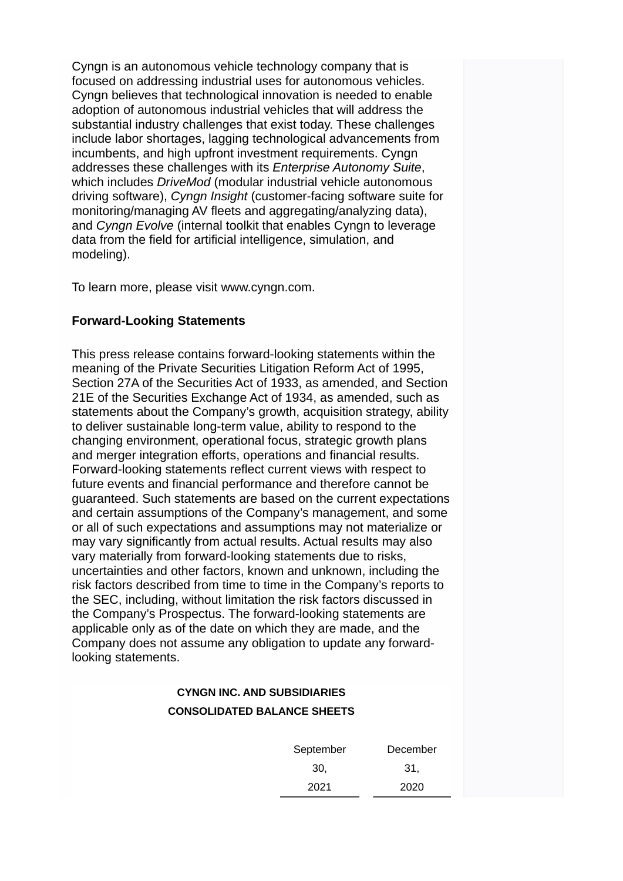Cyngn is an autonomous vehicle technology company that is focused on addressing industrial uses for autonomous vehicles. Cyngn believes that technological innovation is needed to enable adoption of autonomous industrial vehicles that will address the substantial industry challenges that exist today. These challenges include labor shortages, lagging technological advancements from incumbents, and high upfront investment requirements. Cyngn addresses these challenges with its *Enterprise Autonomy Suite*, which includes *DriveMod* (modular industrial vehicle autonomous driving software), *Cyngn Insight* (customer-facing software suite for monitoring/managing AV fleets and aggregating/analyzing data), and *Cyngn Evolve* (internal toolkit that enables Cyngn to leverage data from the field for artificial intelligence, simulation, and modeling).

To learn more, please visit www.cyngn.com.

**Forward-Looking Statements**

This press release contains forward-looking statements within the meaning of the Private Securities Litigation Reform Act of 1995, Section 27A of the Securities Act of 1933, as amended, and Section 21E of the Securities Exchange Act of 1934, as amended, such as statements about the Company's growth, acquisition strategy, ability to deliver sustainable long-term value, ability to respond to the changing environment, operational focus, strategic growth plans and merger integration efforts, operations and financial results. Forward-looking statements reflect current views with respect to future events and financial performance and therefore cannot be guaranteed. Such statements are based on the current expectations and certain assumptions of the Company's management, and some or all of such expectations and assumptions may not materialize or may vary significantly from actual results. Actual results may also vary materially from forward-looking statements due to risks, uncertainties and other factors, known and unknown, including the risk factors described from time to time in the Company's reports to the SEC, including, without limitation the risk factors discussed in the Company's Prospectus. The forward-looking statements are applicable only as of the date on which they are made, and the Company does not assume any obligation to update any forward-looking statements.

**CYNGN INC. AND SUBSIDIARIES**

**CONSOLIDATED BALANCE SHEETS**

| | September 30, 2021 | December 31, 2020 |
|---|---|---|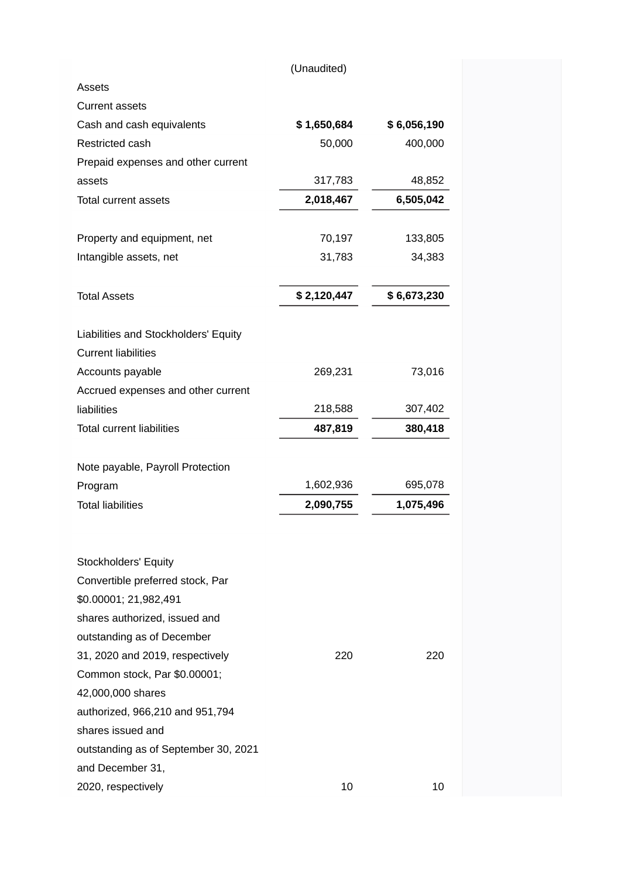| | (Unaudited) | |
|---|---|---|
| Assets | | |
| Current assets | | |
| Cash and cash equivalents | **$ 1,650,684** | **$ 6,056,190** |
| Restricted cash | 50,000 | 400,000 |
| Prepaid expenses and other current assets | 317,783 | 48,852 |
| Total current assets | **2,018,467** | **6,505,042** |
| | | |
| Property and equipment, net | 70,197 | 133,805 |
| Intangible assets, net | 31,783 | 34,383 |
| | | |
| Total Assets | **$ 2,120,447** | **$ 6,673,230** |
| | | |
| Liabilities and Stockholders' Equity | | |
| Current liabilities | | |
| Accounts payable | 269,231 | 73,016 |
| Accrued expenses and other current liabilities | 218,588 | 307,402 |
| Total current liabilities | **487,819** | **380,418** |
| | | |
| Note payable, Payroll Protection Program | 1,602,936 | 695,078 |
| Total liabilities | **2,090,755** | **1,075,496** |
| | | |
| Stockholders' Equity | | |
| Convertible preferred stock, Par $0.00001; 21,982,491 shares authorized, issued and outstanding as of December 31, 2020 and 2019, respectively | 220 | 220 |
| Common stock, Par $0.00001; 42,000,000 shares authorized, 966,210 and 951,794 shares issued and outstanding as of September 30, 2021 and December 31, 2020, respectively | 10 | 10 |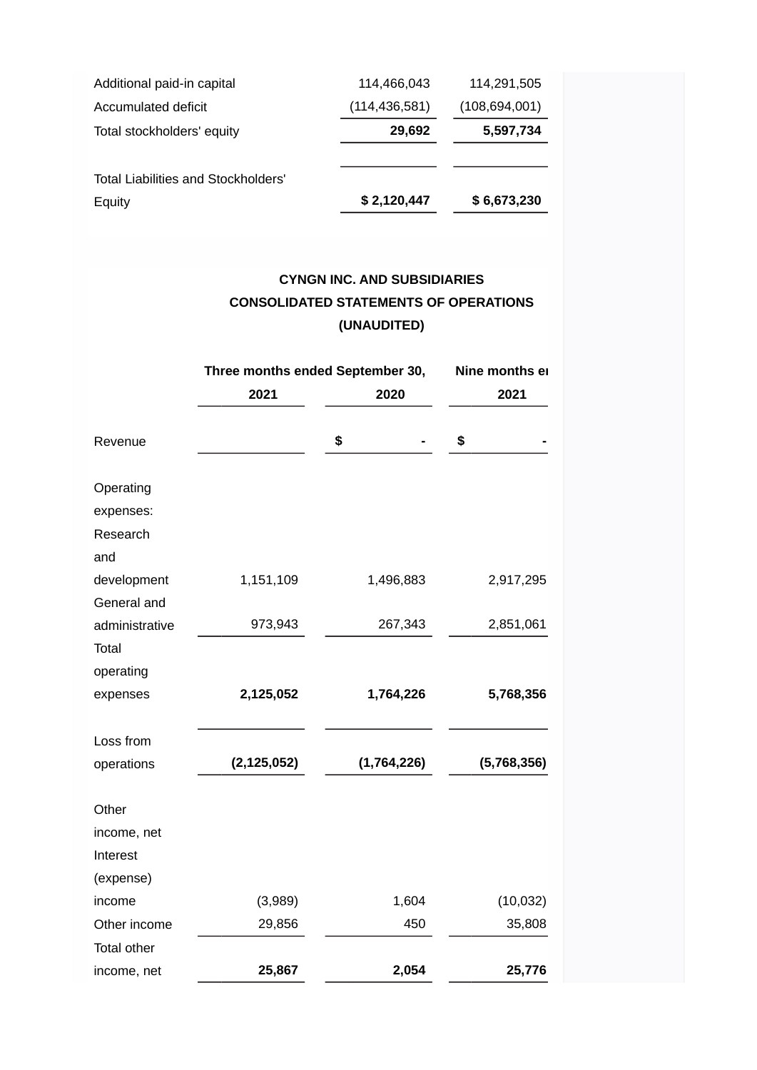| | | |
|---|---|---|
| Additional paid-in capital | 114,466,043 | 114,291,505 |
| Accumulated deficit | (114,436,581) | (108,694,001) |
| Total stockholders' equity | **29,692** | **5,597,734** |
| | | |
| Total Liabilities and Stockholders' Equity | **$ 2,120,447** | **$ 6,673,230** |

**CYNGN INC. AND SUBSIDIARIES**
**CONSOLIDATED STATEMENTS OF OPERATIONS**
**(UNAUDITED)**

| | Three months ended September 30, | | Nine months er |
|---|---|---|---|
| | 2021 | 2020 | 2021 |
| Revenue | | $ - | $ - |
| Operating expenses: | | | |
| Research and development | 1,151,109 | 1,496,883 | 2,917,295 |
| General and administrative | 973,943 | 267,343 | 2,851,061 |
| Total operating expenses | **2,125,052** | **1,764,226** | **5,768,356** |
| Loss from operations | **(2,125,052)** | **(1,764,226)** | **(5,768,356)** |
| Other income, net | | | |
| Interest (expense) income | (3,989) | 1,604 | (10,032) |
| Other income | 29,856 | 450 | 35,808 |
| Total other income, net | **25,867** | **2,054** | **25,776** |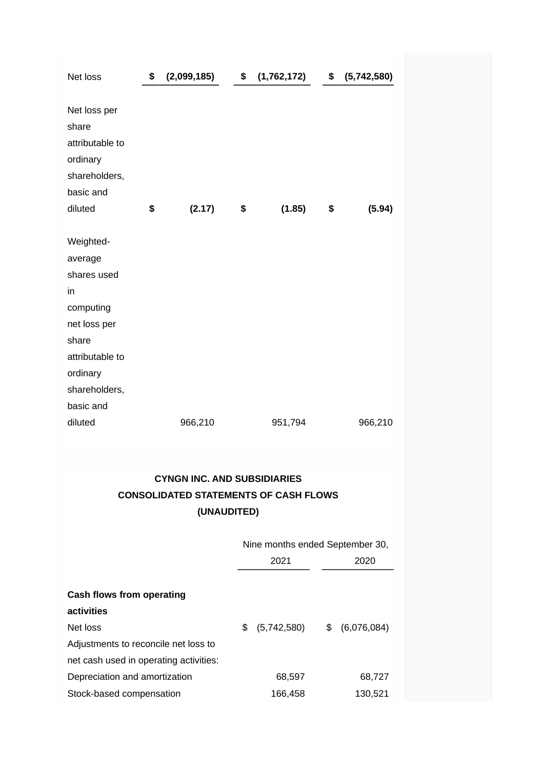| | | | |
|---|---|---|---|
| Net loss | **$ (2,099,185)** | **$ (1,762,172)** | **$ (5,742,580)** |
| Net loss per share attributable to ordinary shareholders, basic and diluted | **$ (2.17)** | **$ (1.85)** | **$ (5.94)** |
| Weighted-average shares used in computing net loss per share attributable to ordinary shareholders, basic and diluted | 966,210 | 951,794 | 966,210 |

**CYNGN INC. AND SUBSIDIARIES**
**CONSOLIDATED STATEMENTS OF CASH FLOWS**
**(UNAUDITED)**

| | Nine months ended September 30, | |
|---|---|---|
| | 2021 | 2020 |
| **Cash flows from operating activities** | | |
| Net loss | $ (5,742,580) | $ (6,076,084) |
| Adjustments to reconcile net loss to net cash used in operating activities: | | |
| Depreciation and amortization | 68,597 | 68,727 |
| Stock-based compensation | 166,458 | 130,521 |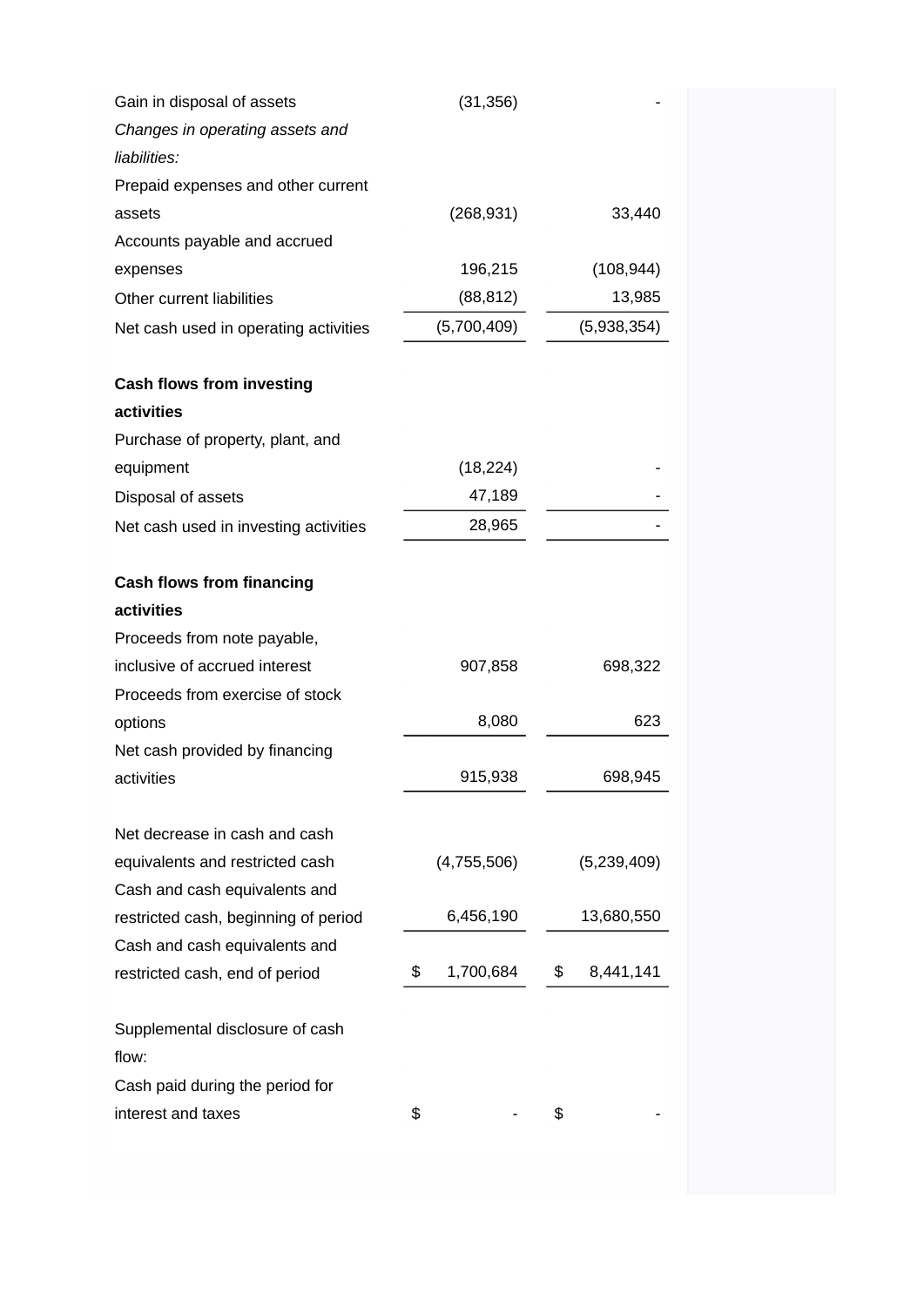| | | |
|---|---|---|
| Gain in disposal of assets | (31,356) | - |
| *Changes in operating assets and liabilities:* | | |
| Prepaid expenses and other current assets | (268,931) | 33,440 |
| Accounts payable and accrued expenses | 196,215 | (108,944) |
| Other current liabilities | (88,812) | 13,985 |
| Net cash used in operating activities | (5,700,409) | (5,938,354) |
| | | |
| **Cash flows from investing activities** | | |
| Purchase of property, plant, and equipment | (18,224) | - |
| Disposal of assets | 47,189 | - |
| Net cash used in investing activities | 28,965 | - |
| | | |
| **Cash flows from financing activities** | | |
| Proceeds from note payable, inclusive of accrued interest | 907,858 | 698,322 |
| Proceeds from exercise of stock options | 8,080 | 623 |
| Net cash provided by financing activities | 915,938 | 698,945 |
| | | |
| Net decrease in cash and cash equivalents and restricted cash | (4,755,506) | (5,239,409) |
| Cash and cash equivalents and restricted cash, beginning of period | 6,456,190 | 13,680,550 |
| Cash and cash equivalents and restricted cash, end of period | $ 1,700,684 | $ 8,441,141 |
| | | |
| Supplemental disclosure of cash flow: | | |
| Cash paid during the period for interest and taxes | $ - | $ - |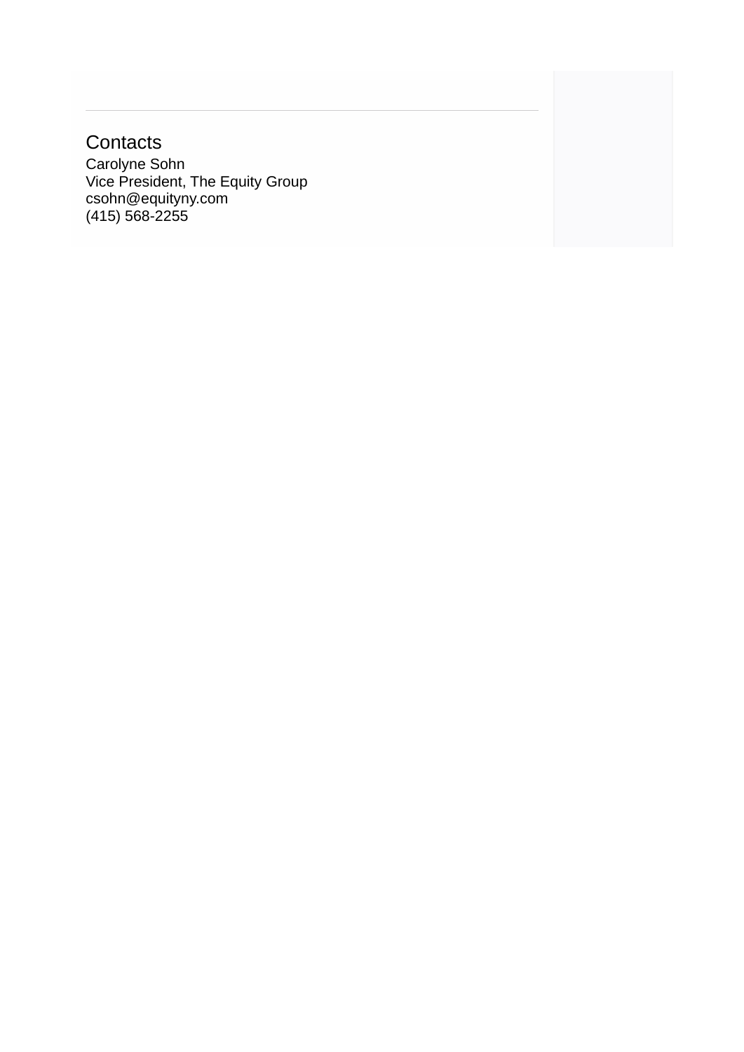## Contacts

Carolyne Sohn
Vice President, The Equity Group
csohn@equityny.com
(415) 568-2255